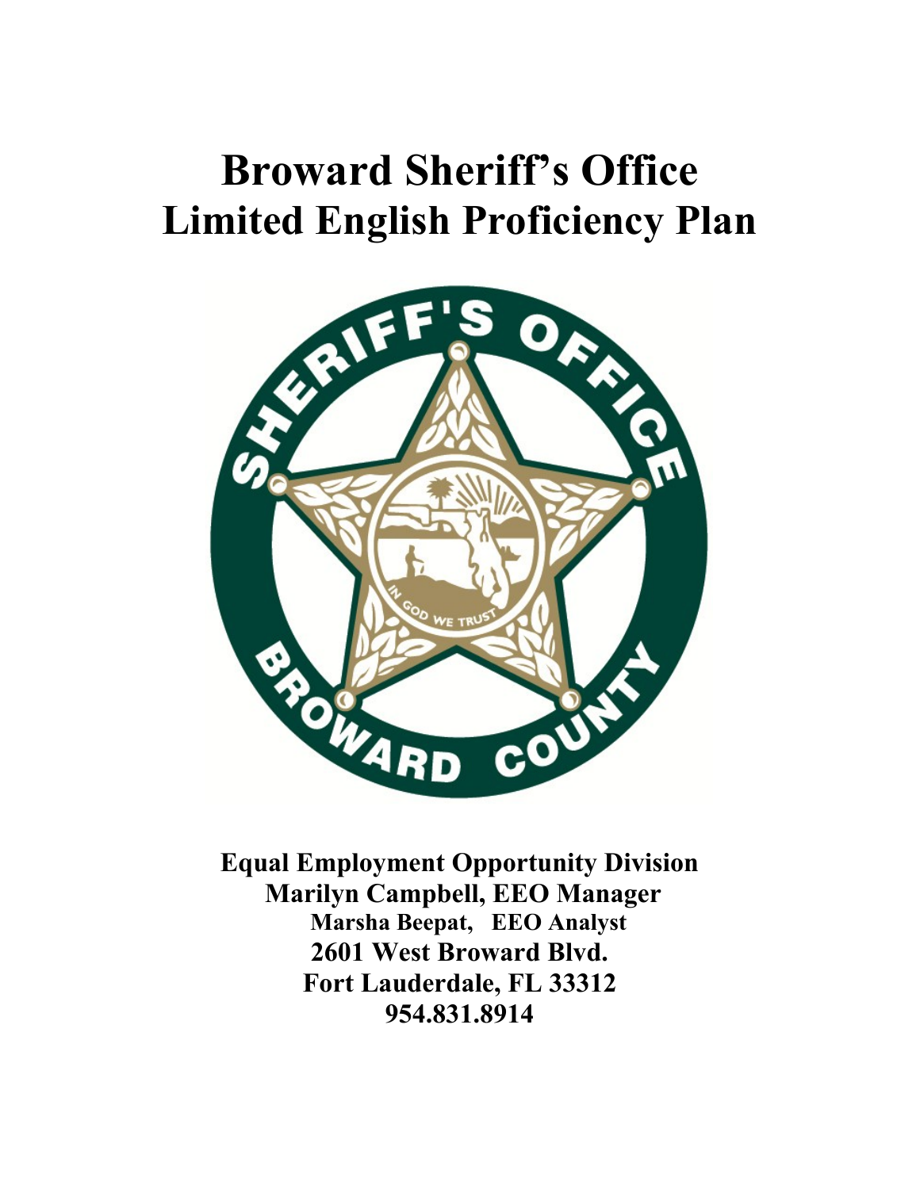# Broward Sheriff's Office
# Limited English Proficiency Plan

**Equal Employment Opportunity Division**
**Marilyn Campbell, EEO Manager**
**Marsha Beepat, EEO Analyst**
**2601 West Broward Blvd.**
**Fort Lauderdale, FL 33312**
**954.831.8914**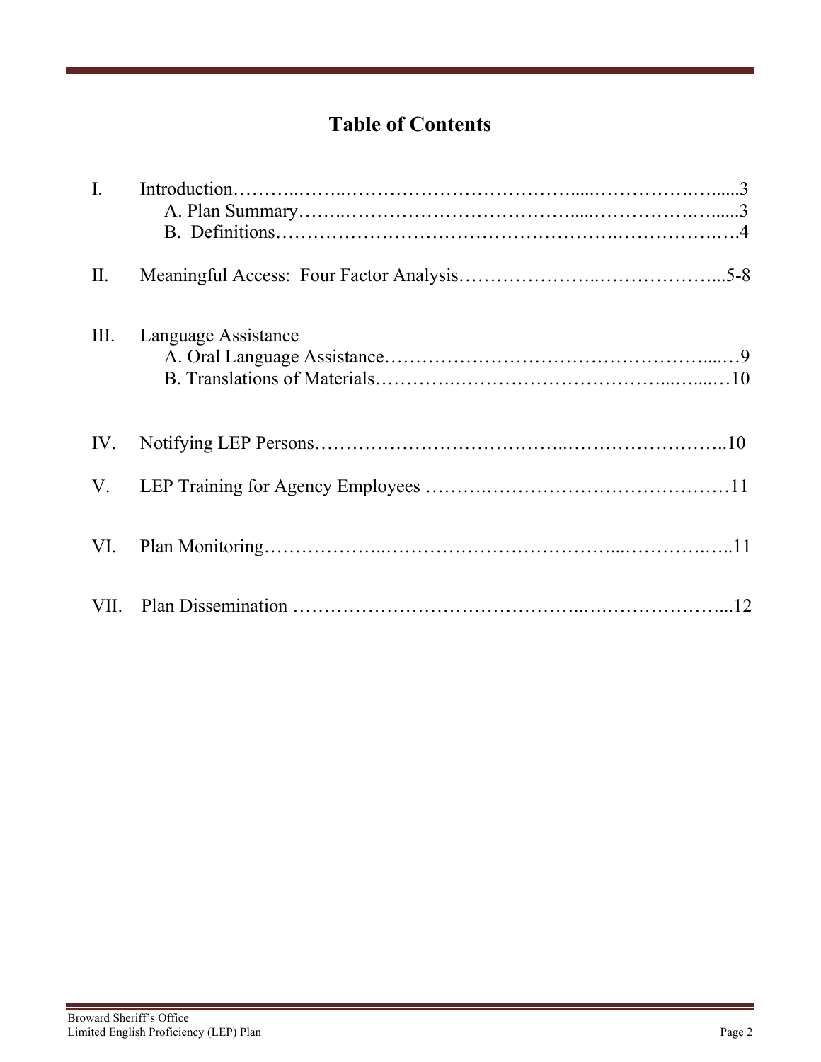# Table of Contents

I. Introduction……………………………………………………………………3
   A. Plan Summary……………………………………………………………3
   B. Definitions………………………………………………………………4

II. Meaningful Access: Four Factor Analysis…………………………………5-8

III. Language Assistance
   A. Oral Language Assistance………………………………………………9
   B. Translations of Materials………………………………………………10

IV. Notifying LEP Persons…………………………………………………………10

V. LEP Training for Agency Employees ……………………………………………11

VI. Plan Monitoring…………………………………………………………………11

VII. Plan Dissemination ……………………………………………………………12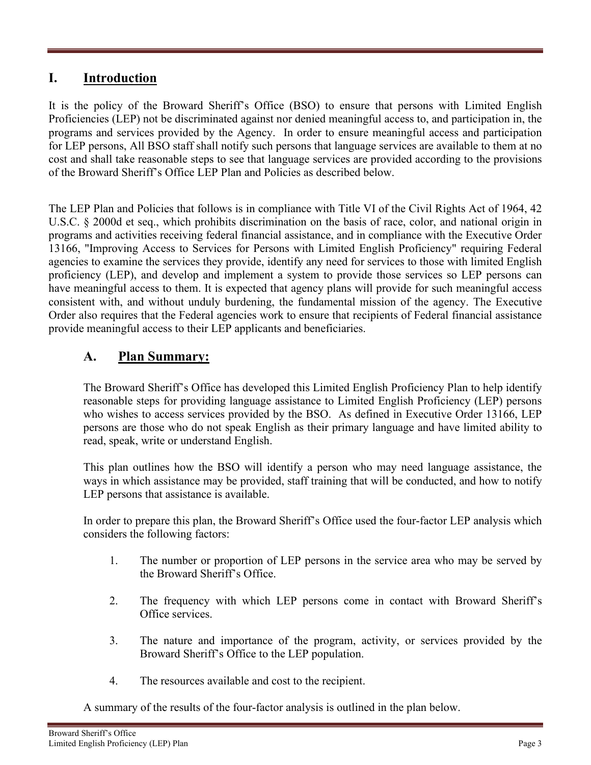# I. Introduction

It is the policy of the Broward Sheriff's Office (BSO) to ensure that persons with Limited English Proficiencies (LEP) not be discriminated against nor denied meaningful access to, and participation in, the programs and services provided by the Agency. In order to ensure meaningful access and participation for LEP persons, All BSO staff shall notify such persons that language services are available to them at no cost and shall take reasonable steps to see that language services are provided according to the provisions of the Broward Sheriff's Office LEP Plan and Policies as described below.

The LEP Plan and Policies that follows is in compliance with Title VI of the Civil Rights Act of 1964, 42 U.S.C. § 2000d et seq., which prohibits discrimination on the basis of race, color, and national origin in programs and activities receiving federal financial assistance, and in compliance with the Executive Order 13166, "Improving Access to Services for Persons with Limited English Proficiency" requiring Federal agencies to examine the services they provide, identify any need for services to those with limited English proficiency (LEP), and develop and implement a system to provide those services so LEP persons can have meaningful access to them. It is expected that agency plans will provide for such meaningful access consistent with, and without unduly burdening, the fundamental mission of the agency. The Executive Order also requires that the Federal agencies work to ensure that recipients of Federal financial assistance provide meaningful access to their LEP applicants and beneficiaries.

## A. Plan Summary:

The Broward Sheriff's Office has developed this Limited English Proficiency Plan to help identify reasonable steps for providing language assistance to Limited English Proficiency (LEP) persons who wishes to access services provided by the BSO. As defined in Executive Order 13166, LEP persons are those who do not speak English as their primary language and have limited ability to read, speak, write or understand English.

This plan outlines how the BSO will identify a person who may need language assistance, the ways in which assistance may be provided, staff training that will be conducted, and how to notify LEP persons that assistance is available.

In order to prepare this plan, the Broward Sheriff's Office used the four-factor LEP analysis which considers the following factors:

1. The number or proportion of LEP persons in the service area who may be served by the Broward Sheriff's Office.
2. The frequency with which LEP persons come in contact with Broward Sheriff's Office services.
3. The nature and importance of the program, activity, or services provided by the Broward Sheriff's Office to the LEP population.
4. The resources available and cost to the recipient.

A summary of the results of the four-factor analysis is outlined in the plan below.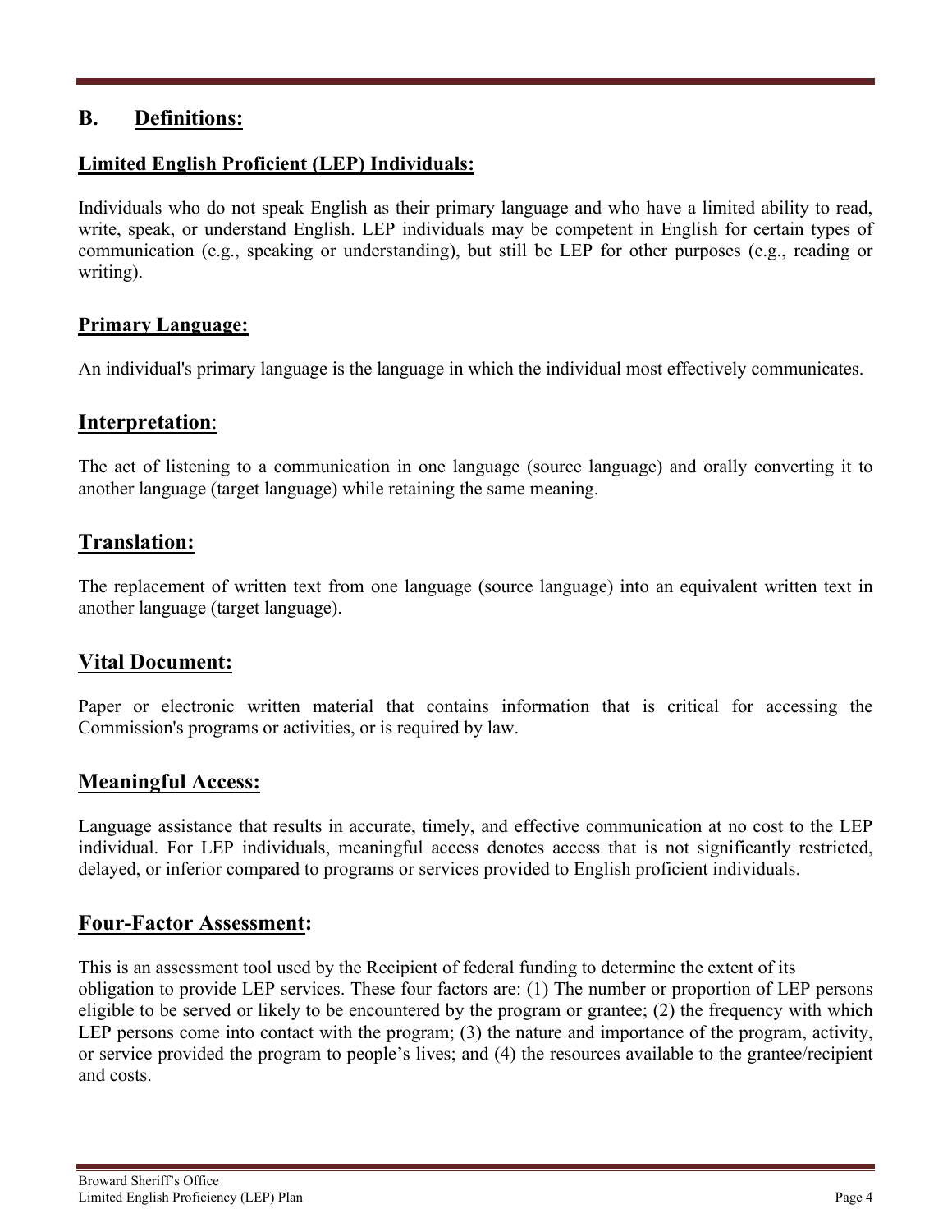## B. Definitions:

### Limited English Proficient (LEP) Individuals:

Individuals who do not speak English as their primary language and who have a limited ability to read, write, speak, or understand English. LEP individuals may be competent in English for certain types of communication (e.g., speaking or understanding), but still be LEP for other purposes (e.g., reading or writing).

### Primary Language:

An individual's primary language is the language in which the individual most effectively communicates.

### Interpretation:

The act of listening to a communication in one language (source language) and orally converting it to another language (target language) while retaining the same meaning.

### Translation:

The replacement of written text from one language (source language) into an equivalent written text in another language (target language).

### Vital Document:

Paper or electronic written material that contains information that is critical for accessing the Commission's programs or activities, or is required by law.

### Meaningful Access:

Language assistance that results in accurate, timely, and effective communication at no cost to the LEP individual. For LEP individuals, meaningful access denotes access that is not significantly restricted, delayed, or inferior compared to programs or services provided to English proficient individuals.

### Four-Factor Assessment:

This is an assessment tool used by the Recipient of federal funding to determine the extent of its obligation to provide LEP services. These four factors are: (1) The number or proportion of LEP persons eligible to be served or likely to be encountered by the program or grantee; (2) the frequency with which LEP persons come into contact with the program; (3) the nature and importance of the program, activity, or service provided the program to people's lives; and (4) the resources available to the grantee/recipient and costs.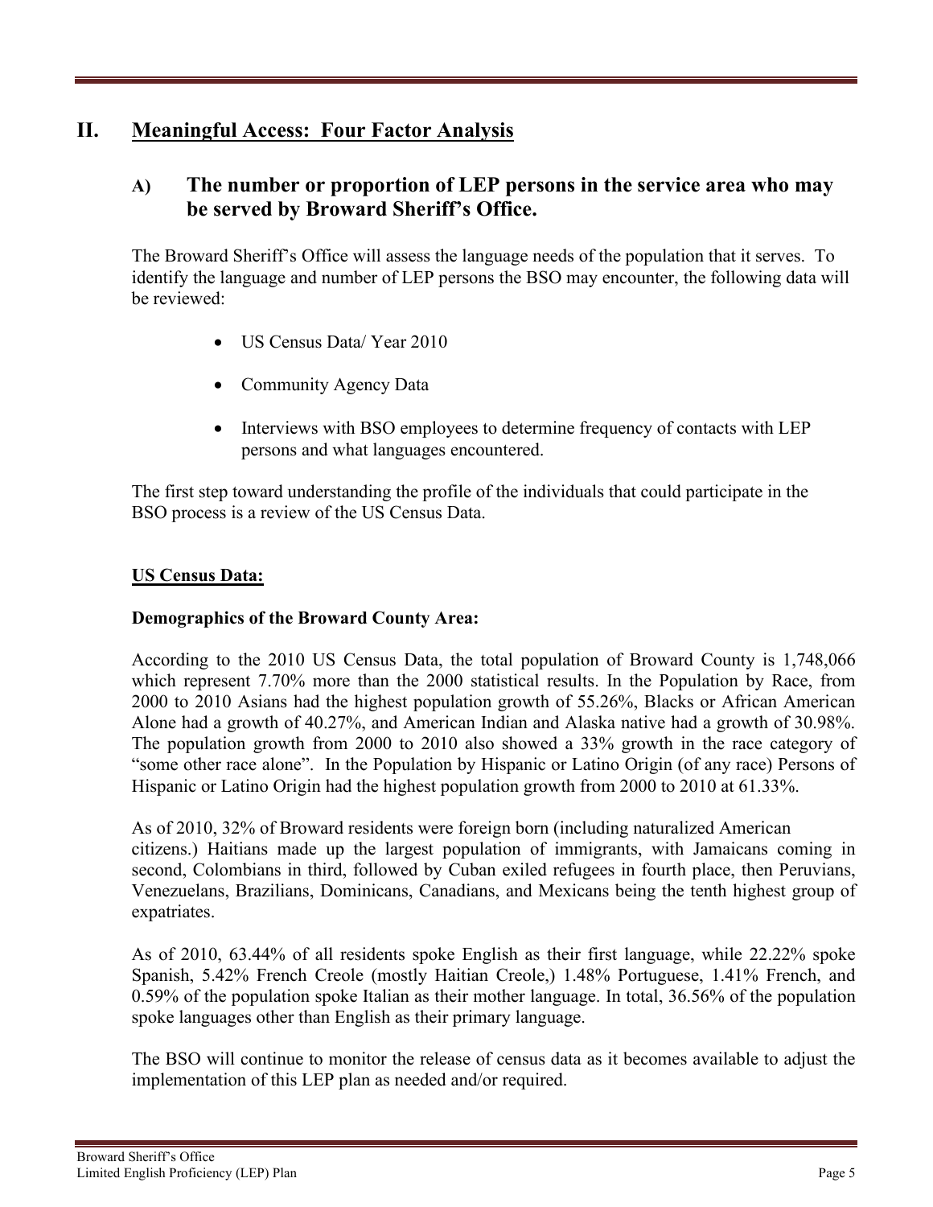# II. Meaningful Access: Four Factor Analysis

## A) The number or proportion of LEP persons in the service area who may be served by Broward Sheriff's Office.

The Broward Sheriff's Office will assess the language needs of the population that it serves. To identify the language and number of LEP persons the BSO may encounter, the following data will be reviewed:

- US Census Data/ Year 2010
- Community Agency Data
- Interviews with BSO employees to determine frequency of contacts with LEP persons and what languages encountered.

The first step toward understanding the profile of the individuals that could participate in the BSO process is a review of the US Census Data.

**US Census Data:**

**Demographics of the Broward County Area:**

According to the 2010 US Census Data, the total population of Broward County is 1,748,066 which represent 7.70% more than the 2000 statistical results. In the Population by Race, from 2000 to 2010 Asians had the highest population growth of 55.26%, Blacks or African American Alone had a growth of 40.27%, and American Indian and Alaska native had a growth of 30.98%. The population growth from 2000 to 2010 also showed a 33% growth in the race category of "some other race alone". In the Population by Hispanic or Latino Origin (of any race) Persons of Hispanic or Latino Origin had the highest population growth from 2000 to 2010 at 61.33%.

As of 2010, 32% of Broward residents were foreign born (including naturalized American citizens.) Haitians made up the largest population of immigrants, with Jamaicans coming in second, Colombians in third, followed by Cuban exiled refugees in fourth place, then Peruvians, Venezuelans, Brazilians, Dominicans, Canadians, and Mexicans being the tenth highest group of expatriates.

As of 2010, 63.44% of all residents spoke English as their first language, while 22.22% spoke Spanish, 5.42% French Creole (mostly Haitian Creole,) 1.48% Portuguese, 1.41% French, and 0.59% of the population spoke Italian as their mother language. In total, 36.56% of the population spoke languages other than English as their primary language.

The BSO will continue to monitor the release of census data as it becomes available to adjust the implementation of this LEP plan as needed and/or required.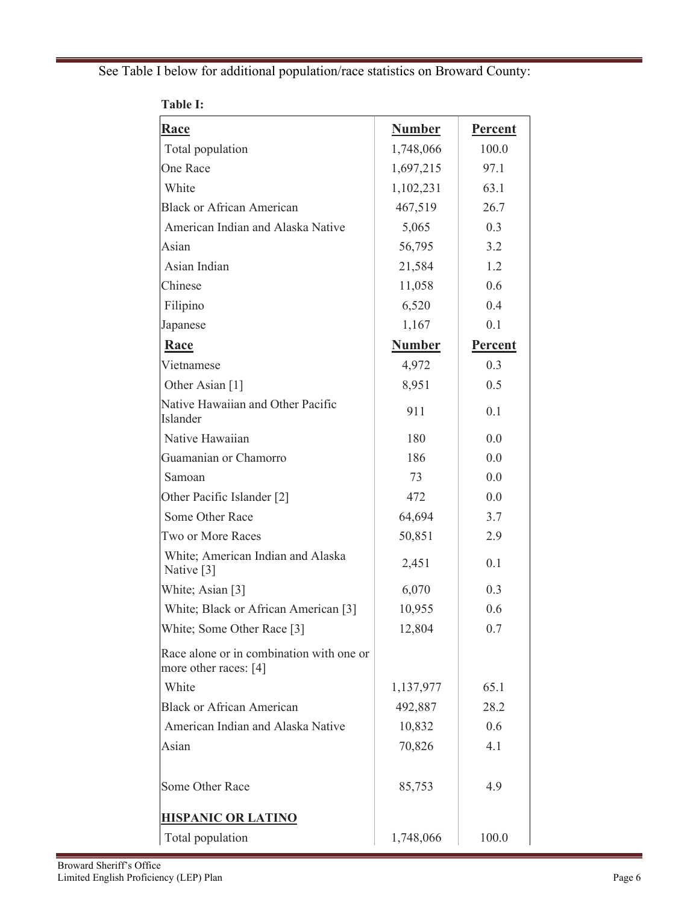See Table I below for additional population/race statistics on Broward County:

**Table I:**

| Race | Number | Percent |
|---|---|---|
| Total population | 1,748,066 | 100.0 |
| One Race | 1,697,215 | 97.1 |
| White | 1,102,231 | 63.1 |
| Black or African American | 467,519 | 26.7 |
| American Indian and Alaska Native | 5,065 | 0.3 |
| Asian | 56,795 | 3.2 |
| Asian Indian | 21,584 | 1.2 |
| Chinese | 11,058 | 0.6 |
| Filipino | 6,520 | 0.4 |
| Japanese | 1,167 | 0.1 |
| **Race** | **Number** | **Percent** |
| Vietnamese | 4,972 | 0.3 |
| Other Asian [1] | 8,951 | 0.5 |
| Native Hawaiian and Other Pacific Islander | 911 | 0.1 |
| Native Hawaiian | 180 | 0.0 |
| Guamanian or Chamorro | 186 | 0.0 |
| Samoan | 73 | 0.0 |
| Other Pacific Islander [2] | 472 | 0.0 |
| Some Other Race | 64,694 | 3.7 |
| Two or More Races | 50,851 | 2.9 |
| White; American Indian and Alaska Native [3] | 2,451 | 0.1 |
| White; Asian [3] | 6,070 | 0.3 |
| White; Black or African American [3] | 10,955 | 0.6 |
| White; Some Other Race [3] | 12,804 | 0.7 |
| Race alone or in combination with one or more other races: [4] | | |
| White | 1,137,977 | 65.1 |
| Black or African American | 492,887 | 28.2 |
| American Indian and Alaska Native | 10,832 | 0.6 |
| Asian | 70,826 | 4.1 |
| Some Other Race | 85,753 | 4.9 |
| **HISPANIC OR LATINO** | | |
| Total population | 1,748,066 | 100.0 |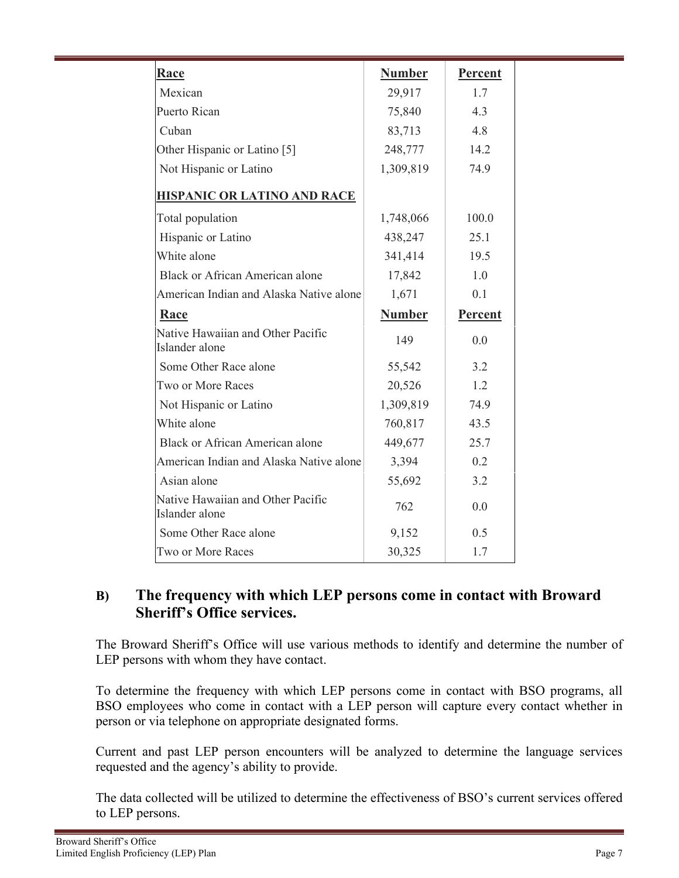| Race | Number | Percent |
|---|---|---|
| Mexican | 29,917 | 1.7 |
| Puerto Rican | 75,840 | 4.3 |
| Cuban | 83,713 | 4.8 |
| Other Hispanic or Latino [5] | 248,777 | 14.2 |
| Not Hispanic or Latino | 1,309,819 | 74.9 |
| **HISPANIC OR LATINO AND RACE** | | |
| Total population | 1,748,066 | 100.0 |
| Hispanic or Latino | 438,247 | 25.1 |
| White alone | 341,414 | 19.5 |
| Black or African American alone | 17,842 | 1.0 |
| American Indian and Alaska Native alone | 1,671 | 0.1 |
| **Race** | **Number** | **Percent** |
| Native Hawaiian and Other Pacific Islander alone | 149 | 0.0 |
| Some Other Race alone | 55,542 | 3.2 |
| Two or More Races | 20,526 | 1.2 |
| Not Hispanic or Latino | 1,309,819 | 74.9 |
| White alone | 760,817 | 43.5 |
| Black or African American alone | 449,677 | 25.7 |
| American Indian and Alaska Native alone | 3,394 | 0.2 |
| Asian alone | 55,692 | 3.2 |
| Native Hawaiian and Other Pacific Islander alone | 762 | 0.0 |
| Some Other Race alone | 9,152 | 0.5 |
| Two or More Races | 30,325 | 1.7 |

## B) The frequency with which LEP persons come in contact with Broward Sheriff's Office services.

The Broward Sheriff's Office will use various methods to identify and determine the number of LEP persons with whom they have contact.

To determine the frequency with which LEP persons come in contact with BSO programs, all BSO employees who come in contact with a LEP person will capture every contact whether in person or via telephone on appropriate designated forms.

Current and past LEP person encounters will be analyzed to determine the language services requested and the agency's ability to provide.

The data collected will be utilized to determine the effectiveness of BSO's current services offered to LEP persons.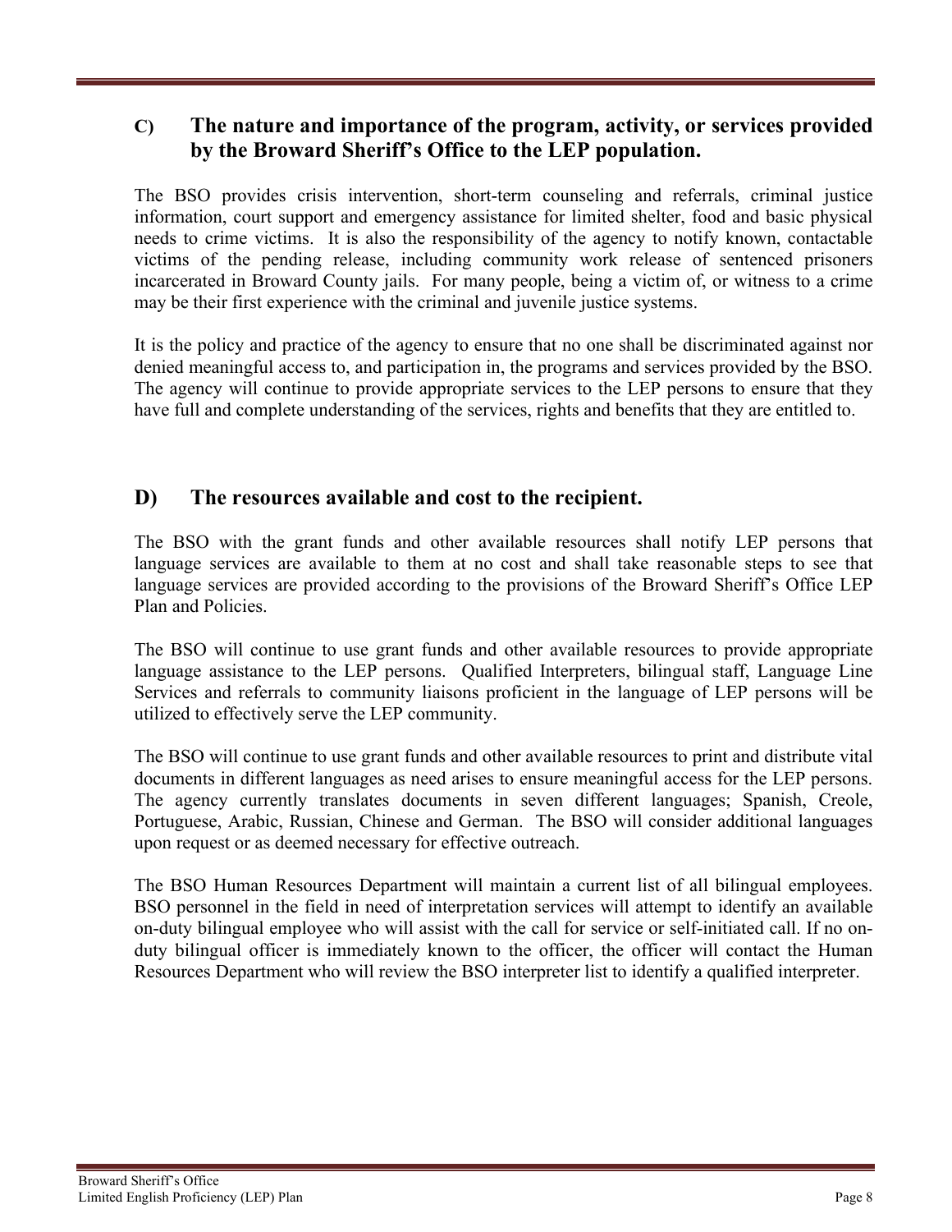## C) The nature and importance of the program, activity, or services provided by the Broward Sheriff's Office to the LEP population.

The BSO provides crisis intervention, short-term counseling and referrals, criminal justice information, court support and emergency assistance for limited shelter, food and basic physical needs to crime victims. It is also the responsibility of the agency to notify known, contactable victims of the pending release, including community work release of sentenced prisoners incarcerated in Broward County jails. For many people, being a victim of, or witness to a crime may be their first experience with the criminal and juvenile justice systems.

It is the policy and practice of the agency to ensure that no one shall be discriminated against nor denied meaningful access to, and participation in, the programs and services provided by the BSO. The agency will continue to provide appropriate services to the LEP persons to ensure that they have full and complete understanding of the services, rights and benefits that they are entitled to.

## D) The resources available and cost to the recipient.

The BSO with the grant funds and other available resources shall notify LEP persons that language services are available to them at no cost and shall take reasonable steps to see that language services are provided according to the provisions of the Broward Sheriff's Office LEP Plan and Policies.

The BSO will continue to use grant funds and other available resources to provide appropriate language assistance to the LEP persons. Qualified Interpreters, bilingual staff, Language Line Services and referrals to community liaisons proficient in the language of LEP persons will be utilized to effectively serve the LEP community.

The BSO will continue to use grant funds and other available resources to print and distribute vital documents in different languages as need arises to ensure meaningful access for the LEP persons. The agency currently translates documents in seven different languages; Spanish, Creole, Portuguese, Arabic, Russian, Chinese and German. The BSO will consider additional languages upon request or as deemed necessary for effective outreach.

The BSO Human Resources Department will maintain a current list of all bilingual employees. BSO personnel in the field in need of interpretation services will attempt to identify an available on-duty bilingual employee who will assist with the call for service or self-initiated call. If no on-duty bilingual officer is immediately known to the officer, the officer will contact the Human Resources Department who will review the BSO interpreter list to identify a qualified interpreter.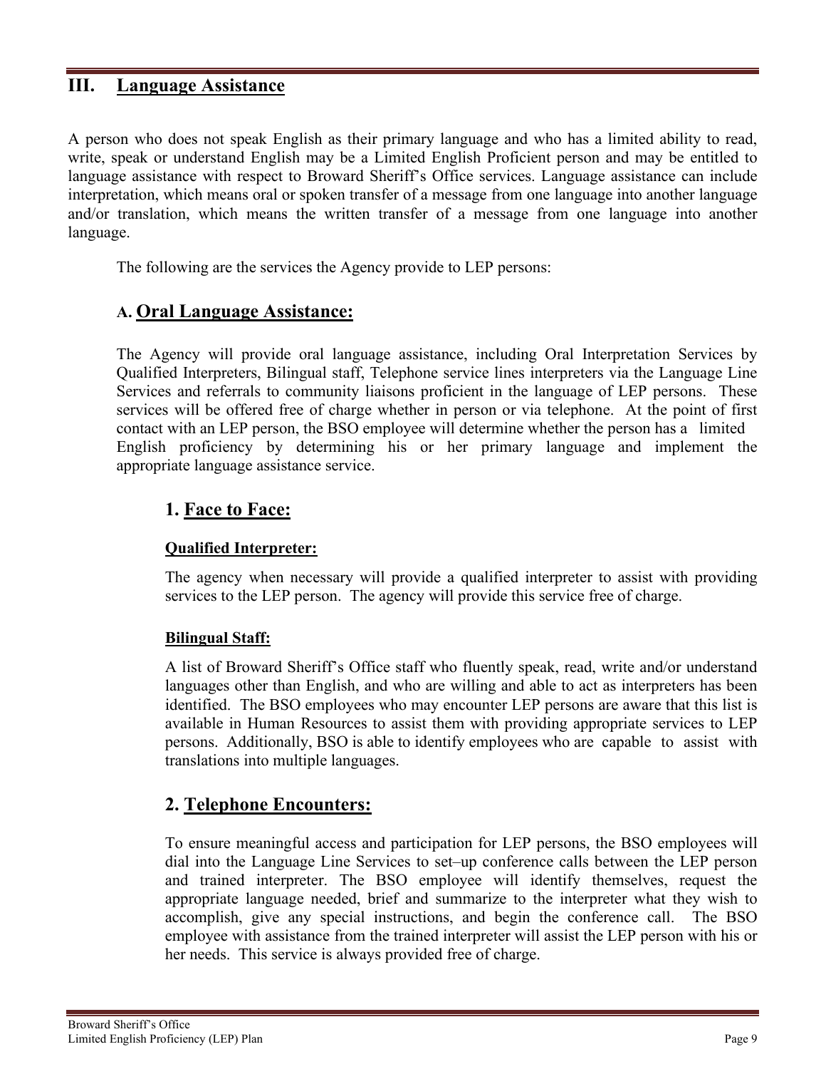## III. Language Assistance

A person who does not speak English as their primary language and who has a limited ability to read, write, speak or understand English may be a Limited English Proficient person and may be entitled to language assistance with respect to Broward Sheriff's Office services. Language assistance can include interpretation, which means oral or spoken transfer of a message from one language into another language and/or translation, which means the written transfer of a message from one language into another language.

The following are the services the Agency provide to LEP persons:

### A. Oral Language Assistance:

The Agency will provide oral language assistance, including Oral Interpretation Services by Qualified Interpreters, Bilingual staff, Telephone service lines interpreters via the Language Line Services and referrals to community liaisons proficient in the language of LEP persons. These services will be offered free of charge whether in person or via telephone. At the point of first contact with an LEP person, the BSO employee will determine whether the person has a limited English proficiency by determining his or her primary language and implement the appropriate language assistance service.

#### 1. Face to Face:

**Qualified Interpreter:**

The agency when necessary will provide a qualified interpreter to assist with providing services to the LEP person. The agency will provide this service free of charge.

**Bilingual Staff:**

A list of Broward Sheriff's Office staff who fluently speak, read, write and/or understand languages other than English, and who are willing and able to act as interpreters has been identified. The BSO employees who may encounter LEP persons are aware that this list is available in Human Resources to assist them with providing appropriate services to LEP persons. Additionally, BSO is able to identify employees who are capable to assist with translations into multiple languages.

#### 2. Telephone Encounters:

To ensure meaningful access and participation for LEP persons, the BSO employees will dial into the Language Line Services to set–up conference calls between the LEP person and trained interpreter. The BSO employee will identify themselves, request the appropriate language needed, brief and summarize to the interpreter what they wish to accomplish, give any special instructions, and begin the conference call. The BSO employee with assistance from the trained interpreter will assist the LEP person with his or her needs. This service is always provided free of charge.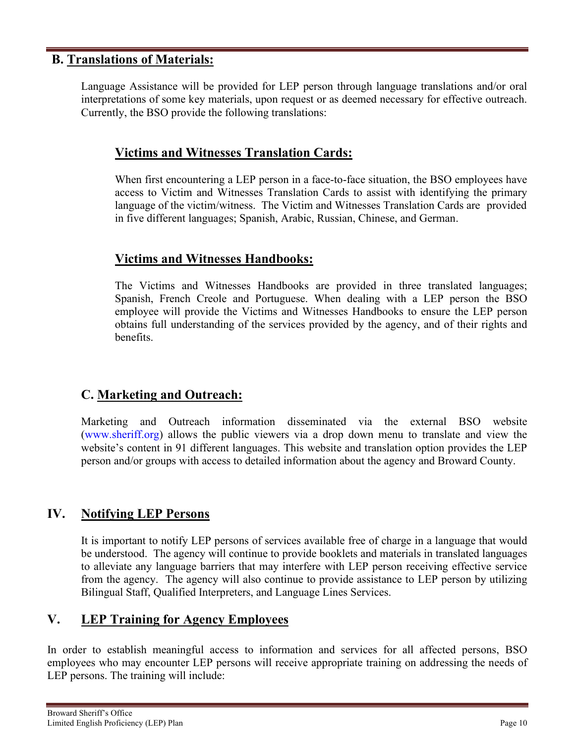## B. Translations of Materials:

Language Assistance will be provided for LEP person through language translations and/or oral interpretations of some key materials, upon request or as deemed necessary for effective outreach. Currently, the BSO provide the following translations:

### Victims and Witnesses Translation Cards:

When first encountering a LEP person in a face-to-face situation, the BSO employees have access to Victim and Witnesses Translation Cards to assist with identifying the primary language of the victim/witness. The Victim and Witnesses Translation Cards are provided in five different languages; Spanish, Arabic, Russian, Chinese, and German.

### Victims and Witnesses Handbooks:

The Victims and Witnesses Handbooks are provided in three translated languages; Spanish, French Creole and Portuguese. When dealing with a LEP person the BSO employee will provide the Victims and Witnesses Handbooks to ensure the LEP person obtains full understanding of the services provided by the agency, and of their rights and benefits.

## C. Marketing and Outreach:

Marketing and Outreach information disseminated via the external BSO website (www.sheriff.org) allows the public viewers via a drop down menu to translate and view the website's content in 91 different languages. This website and translation option provides the LEP person and/or groups with access to detailed information about the agency and Broward County.

# IV. Notifying LEP Persons

It is important to notify LEP persons of services available free of charge in a language that would be understood. The agency will continue to provide booklets and materials in translated languages to alleviate any language barriers that may interfere with LEP person receiving effective service from the agency. The agency will also continue to provide assistance to LEP person by utilizing Bilingual Staff, Qualified Interpreters, and Language Lines Services.

# V. LEP Training for Agency Employees

In order to establish meaningful access to information and services for all affected persons, BSO employees who may encounter LEP persons will receive appropriate training on addressing the needs of LEP persons. The training will include: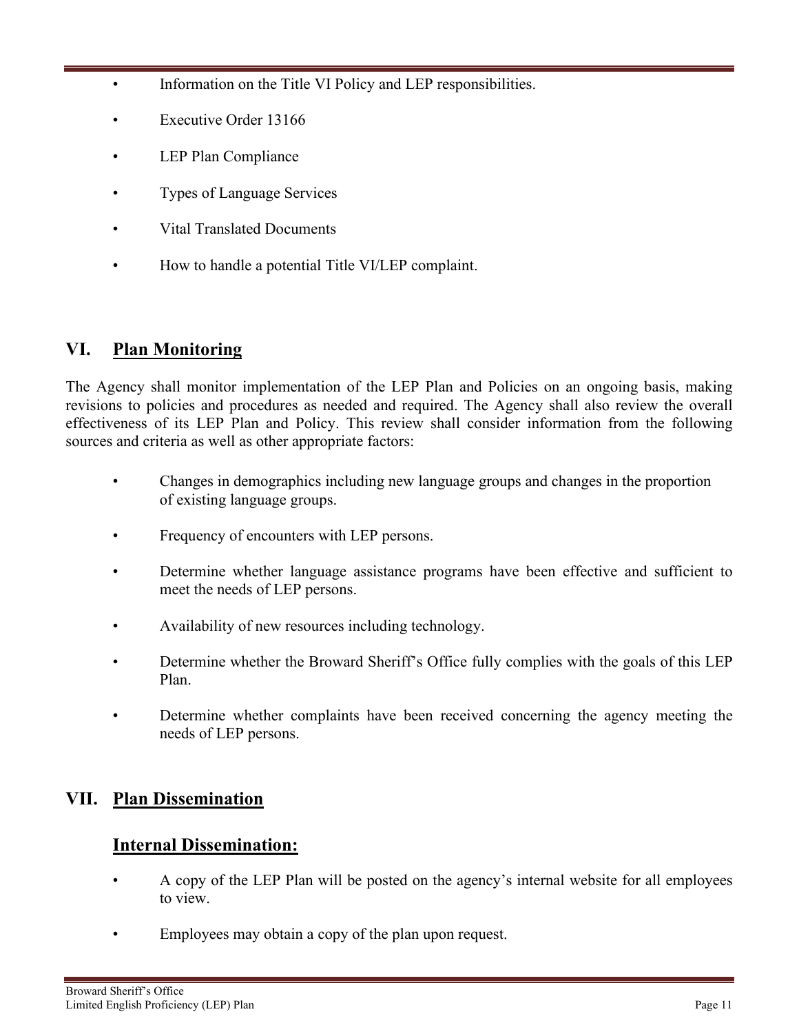- Information on the Title VI Policy and LEP responsibilities.
- Executive Order 13166
- LEP Plan Compliance
- Types of Language Services
- Vital Translated Documents
- How to handle a potential Title VI/LEP complaint.

## VI. Plan Monitoring

The Agency shall monitor implementation of the LEP Plan and Policies on an ongoing basis, making revisions to policies and procedures as needed and required. The Agency shall also review the overall effectiveness of its LEP Plan and Policy. This review shall consider information from the following sources and criteria as well as other appropriate factors:

- Changes in demographics including new language groups and changes in the proportion of existing language groups.
- Frequency of encounters with LEP persons.
- Determine whether language assistance programs have been effective and sufficient to meet the needs of LEP persons.
- Availability of new resources including technology.
- Determine whether the Broward Sheriff's Office fully complies with the goals of this LEP Plan.
- Determine whether complaints have been received concerning the agency meeting the needs of LEP persons.

## VII. Plan Dissemination

### Internal Dissemination:

- A copy of the LEP Plan will be posted on the agency's internal website for all employees to view.
- Employees may obtain a copy of the plan upon request.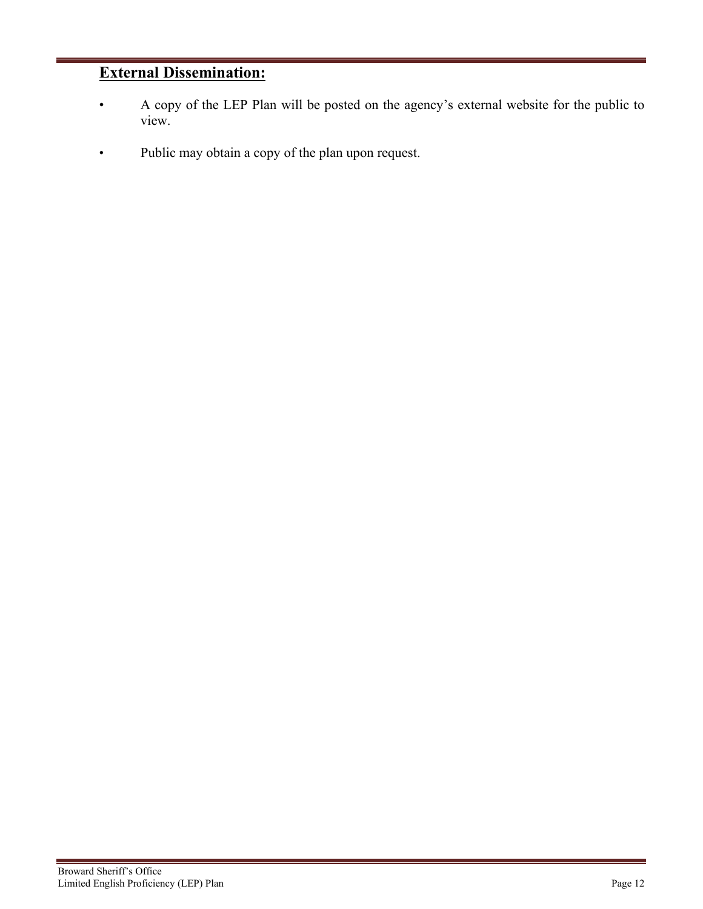## **External Dissemination:**

- A copy of the LEP Plan will be posted on the agency's external website for the public to view.
- Public may obtain a copy of the plan upon request.